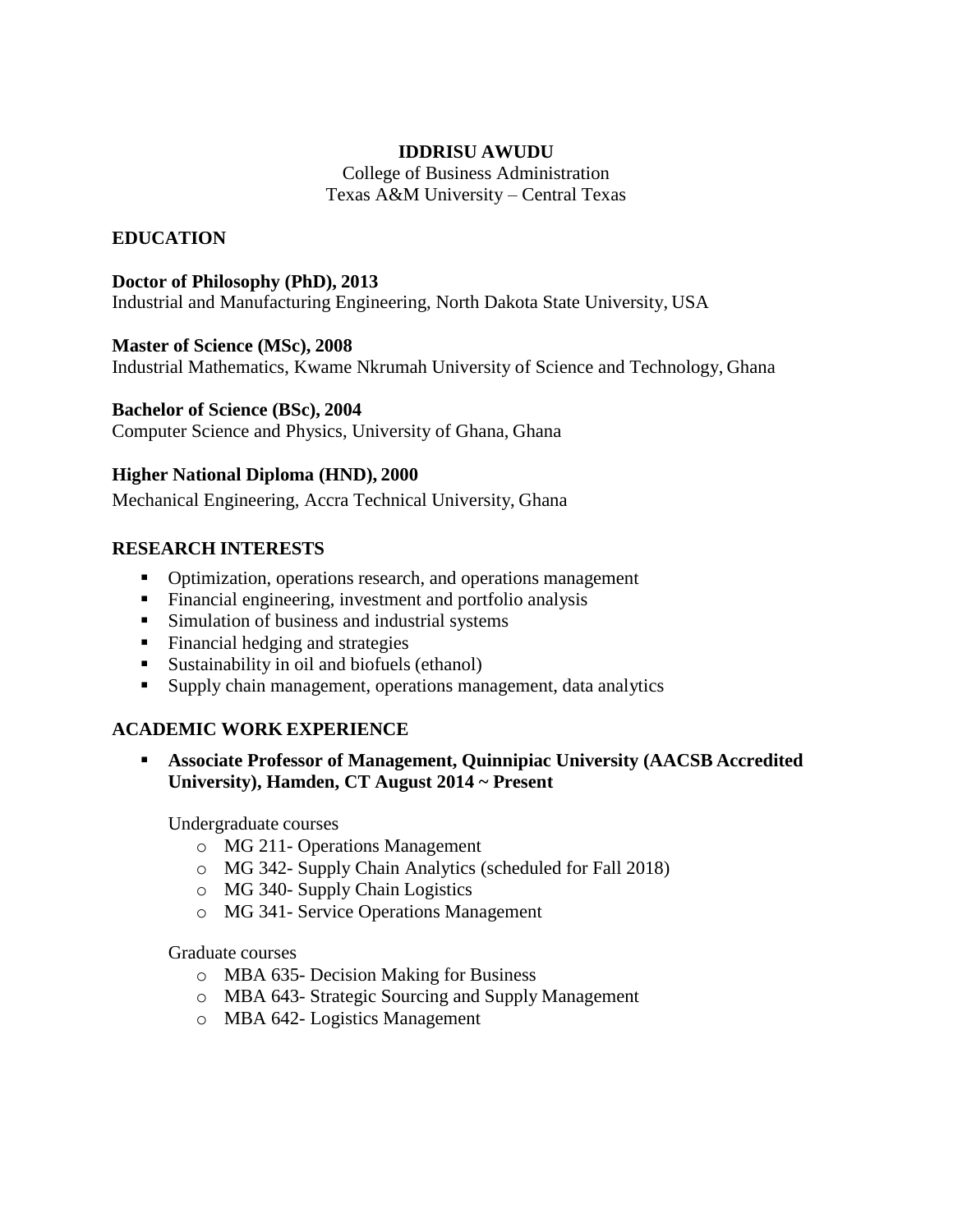# IDDRISU AWUDU

College of Business Administration
Texas A&M University – Central Texas

## EDUCATION

**Doctor of Philosophy (PhD), 2013**
Industrial and Manufacturing Engineering, North Dakota State University, USA

**Master of Science (MSc), 2008**
Industrial Mathematics, Kwame Nkrumah University of Science and Technology, Ghana

**Bachelor of Science (BSc), 2004**
Computer Science and Physics, University of Ghana, Ghana

**Higher National Diploma (HND), 2000**
Mechanical Engineering, Accra Technical University, Ghana

## RESEARCH INTERESTS

- Optimization, operations research, and operations management
- Financial engineering, investment and portfolio analysis
- Simulation of business and industrial systems
- Financial hedging and strategies
- Sustainability in oil and biofuels (ethanol)
- Supply chain management, operations management, data analytics

## ACADEMIC WORK EXPERIENCE

- **Associate Professor of Management, Quinnipiac University (AACSB Accredited University), Hamden, CT August 2014 ~ Present**

  Undergraduate courses
  - MG 211- Operations Management
  - MG 342- Supply Chain Analytics (scheduled for Fall 2018)
  - MG 340- Supply Chain Logistics
  - MG 341- Service Operations Management

  Graduate courses
  - MBA 635- Decision Making for Business
  - MBA 643- Strategic Sourcing and Supply Management
  - MBA 642- Logistics Management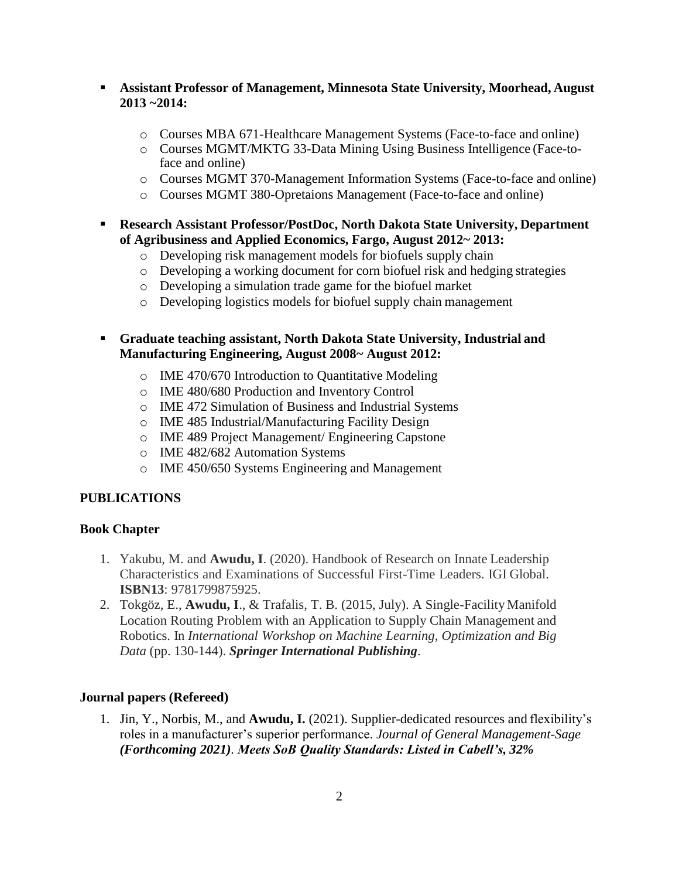- **Assistant Professor of Management, Minnesota State University, Moorhead, August 2013 ~2014:**
    - Courses MBA 671-Healthcare Management Systems (Face-to-face and online)
    - Courses MGMT/MKTG 33-Data Mining Using Business Intelligence (Face-to-face and online)
    - Courses MGMT 370-Management Information Systems (Face-to-face and online)
    - Courses MGMT 380-Opretaions Management (Face-to-face and online)

- **Research Assistant Professor/PostDoc, North Dakota State University, Department of Agribusiness and Applied Economics, Fargo, August 2012~ 2013:**
    - Developing risk management models for biofuels supply chain
    - Developing a working document for corn biofuel risk and hedging strategies
    - Developing a simulation trade game for the biofuel market
    - Developing logistics models for biofuel supply chain management

- **Graduate teaching assistant, North Dakota State University, Industrial and Manufacturing Engineering, August 2008~ August 2012:**
    - IME 470/670 Introduction to Quantitative Modeling
    - IME 480/680 Production and Inventory Control
    - IME 472 Simulation of Business and Industrial Systems
    - IME 485 Industrial/Manufacturing Facility Design
    - IME 489 Project Management/ Engineering Capstone
    - IME 482/682 Automation Systems
    - IME 450/650 Systems Engineering and Management

## PUBLICATIONS

### Book Chapter

1. Yakubu, M. and **Awudu, I**. (2020). Handbook of Research on Innate Leadership Characteristics and Examinations of Successful First-Time Leaders. IGI Global. **ISBN13**: 9781799875925.
2. Tokgöz, E., **Awudu, I**., & Trafalis, T. B. (2015, July). A Single-Facility Manifold Location Routing Problem with an Application to Supply Chain Management and Robotics. In *International Workshop on Machine Learning, Optimization and Big Data* (pp. 130-144). ***Springer International Publishing***.

### Journal papers (Refereed)

1. Jin, Y., Norbis, M., and **Awudu, I.** (2021). Supplier-dedicated resources and flexibility's roles in a manufacturer's superior performance. *Journal of General Management-Sage (Forthcoming 2021)*. ***Meets SoB Quality Standards: Listed in Cabell's, 32%***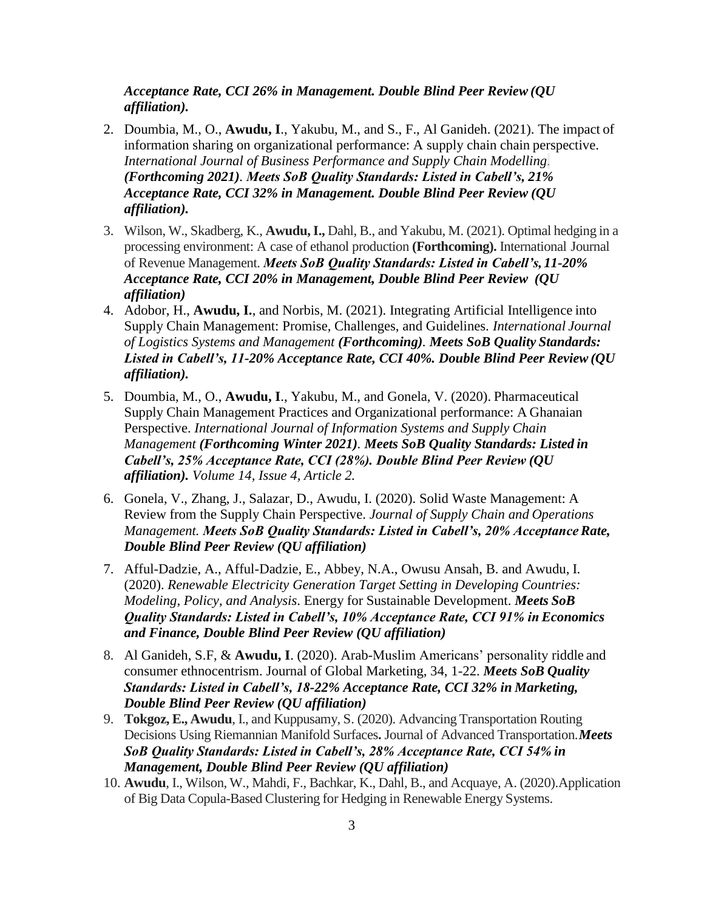***Acceptance Rate, CCI 26% in Management. Double Blind Peer Review (QU affiliation).***

2. Doumbia, M., O., **Awudu, I**., Yakubu, M., and S., F., Al Ganideh. (2021). The impact of information sharing on organizational performance: A supply chain chain perspective. *International Journal of Business Performance and Supply Chain Modelling.* ***(Forthcoming 2021)***. ***Meets SoB Quality Standards: Listed in Cabell's, 21% Acceptance Rate, CCI 32% in Management. Double Blind Peer Review (QU affiliation).***

3. Wilson, W., Skadberg, K., **Awudu, I.,** Dahl, B., and Yakubu, M. (2021). Optimal hedging in a processing environment: A case of ethanol production **(Forthcoming).** International Journal of Revenue Management. ***Meets SoB Quality Standards: Listed in Cabell's, 11-20% Acceptance Rate, CCI 20% in Management, Double Blind Peer Review (QU affiliation)***

4. Adobor, H., **Awudu, I.**, and Norbis, M. (2021). Integrating Artificial Intelligence into Supply Chain Management: Promise, Challenges, and Guidelines. *International Journal of Logistics Systems and Management* ***(Forthcoming)***. ***Meets SoB Quality Standards: Listed in Cabell's, 11-20% Acceptance Rate, CCI 40%. Double Blind Peer Review (QU affiliation).***

5. Doumbia, M., O., **Awudu, I**., Yakubu, M., and Gonela, V. (2020). Pharmaceutical Supply Chain Management Practices and Organizational performance: A Ghanaian Perspective. *International Journal of Information Systems and Supply Chain Management* ***(Forthcoming Winter 2021)***. ***Meets SoB Quality Standards: Listed in Cabell's, 25% Acceptance Rate, CCI (28%). Double Blind Peer Review (QU affiliation).*** *Volume 14, Issue 4, Article 2.*

6. Gonela, V., Zhang, J., Salazar, D., Awudu, I. (2020). Solid Waste Management: A Review from the Supply Chain Perspective. *Journal of Supply Chain and Operations Management.* ***Meets SoB Quality Standards: Listed in Cabell's, 20% Acceptance Rate, Double Blind Peer Review (QU affiliation)***

7. Afful-Dadzie, A., Afful-Dadzie, E., Abbey, N.A., Owusu Ansah, B. and Awudu, I. (2020). *Renewable Electricity Generation Target Setting in Developing Countries: Modeling, Policy, and Analysis*. Energy for Sustainable Development. ***Meets SoB Quality Standards: Listed in Cabell's, 10% Acceptance Rate, CCI 91% in Economics and Finance, Double Blind Peer Review (QU affiliation)***

8. Al Ganideh, S.F, & **Awudu, I**. (2020). Arab-Muslim Americans' personality riddle and consumer ethnocentrism. Journal of Global Marketing, 34, 1-22. ***Meets SoB Quality Standards: Listed in Cabell's, 18-22% Acceptance Rate, CCI 32% in Marketing, Double Blind Peer Review (QU affiliation)***

9. **Tokgoz, E., Awudu**, I., and Kuppusamy, S. (2020). Advancing Transportation Routing Decisions Using Riemannian Manifold Surfaces**.** Journal of Advanced Transportation.***Meets SoB Quality Standards: Listed in Cabell's, 28% Acceptance Rate, CCI 54% in Management, Double Blind Peer Review (QU affiliation)***

10. **Awudu**, I., Wilson, W., Mahdi, F., Bachkar, K., Dahl, B., and Acquaye, A. (2020).Application of Big Data Copula-Based Clustering for Hedging in Renewable Energy Systems.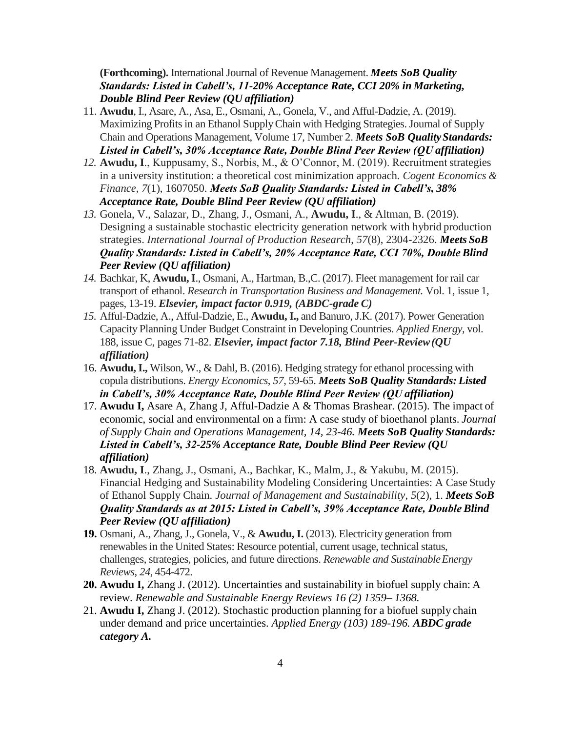**(Forthcoming).** International Journal of Revenue Management. ***Meets SoB Quality Standards: Listed in Cabell's, 11-20% Acceptance Rate, CCI 20% in Marketing, Double Blind Peer Review (QU affiliation)***

11. **Awudu**, I., Asare, A., Asa, E., Osmani, A., Gonela, V., and Afful-Dadzie, A. (2019). Maximizing Profits in an Ethanol Supply Chain with Hedging Strategies. Journal of Supply Chain and Operations Management, Volume 17, Number 2. ***Meets SoB Quality Standards: Listed in Cabell's, 30% Acceptance Rate, Double Blind Peer Review (QU affiliation)***
12. **Awudu, I**., Kuppusamy, S., Norbis, M., & O'Connor, M. (2019). Recruitment strategies in a university institution: a theoretical cost minimization approach. *Cogent Economics & Finance*, *7*(1), 1607050. ***Meets SoB Quality Standards: Listed in Cabell's, 38% Acceptance Rate, Double Blind Peer Review (QU affiliation)***
13. Gonela, V., Salazar, D., Zhang, J., Osmani, A., **Awudu, I**., & Altman, B. (2019). Designing a sustainable stochastic electricity generation network with hybrid production strategies. *International Journal of Production Research*, *57*(8), 2304-2326. ***Meets SoB Quality Standards: Listed in Cabell's, 20% Acceptance Rate, CCI 70%, Double Blind Peer Review (QU affiliation)***
14. Bachkar, K, **Awudu, I**., Osmani, A., Hartman, B.,C. (2017). Fleet management for rail car transport of ethanol. *Research in Transportation Business and Management.* Vol. 1, issue 1, pages, 13-19. ***Elsevier, impact factor 0.919, (ABDC-grade C)***
15. Afful-Dadzie, A., Afful-Dadzie, E., **Awudu, I.,** and Banuro, J.K. (2017). Power Generation Capacity Planning Under Budget Constraint in Developing Countries. *Applied Energy*, vol. 188, issue C, pages 71-82. ***Elsevier, impact factor 7.18, Blind Peer-Review (QU affiliation)***
16. **Awudu, I.,** Wilson, W., & Dahl, B. (2016). Hedging strategy for ethanol processing with copula distributions. *Energy Economics*, *57*, 59-65. ***Meets SoB Quality Standards: Listed in Cabell's, 30% Acceptance Rate, Double Blind Peer Review (QU affiliation)***
17. **Awudu I,** Asare A, Zhang J, Afful-Dadzie A & Thomas Brashear. (2015). The impact of economic, social and environmental on a firm: A case study of bioethanol plants. *Journal of Supply Chain and Operations Management, 14, 23-46.* ***Meets SoB Quality Standards: Listed in Cabell's, 32-25% Acceptance Rate, Double Blind Peer Review (QU affiliation)***
18. **Awudu, I**., Zhang, J., Osmani, A., Bachkar, K., Malm, J., & Yakubu, M. (2015). Financial Hedging and Sustainability Modeling Considering Uncertainties: A Case Study of Ethanol Supply Chain. *Journal of Management and Sustainability*, *5*(2), 1. ***Meets SoB Quality Standards as at 2015: Listed in Cabell's, 39% Acceptance Rate, Double Blind Peer Review (QU affiliation)***
19. Osmani, A., Zhang, J., Gonela, V., & **Awudu, I.** (2013). Electricity generation from renewables in the United States: Resource potential, current usage, technical status, challenges, strategies, policies, and future directions. *Renewable and Sustainable Energy Reviews*, *24*, 454-472.
20. **Awudu I,** Zhang J. (2012). Uncertainties and sustainability in biofuel supply chain: A review. *Renewable and Sustainable Energy Reviews 16 (2) 1359– 1368.*
21. **Awudu I,** Zhang J. (2012). Stochastic production planning for a biofuel supply chain under demand and price uncertainties. *Applied Energy (103) 189-196.* ***ABDC grade category A.***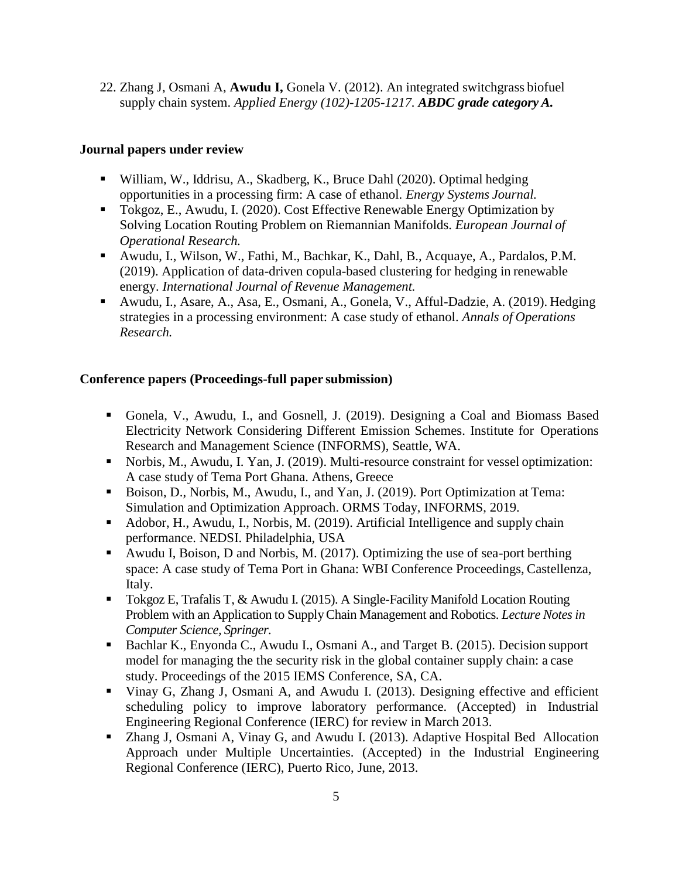22. Zhang J, Osmani A, **Awudu I,** Gonela V. (2012). An integrated switchgrass biofuel supply chain system. *Applied Energy (102)-1205-1217. **ABDC grade category A.***

**Journal papers under review**

- William, W., Iddrisu, A., Skadberg, K., Bruce Dahl (2020). Optimal hedging opportunities in a processing firm: A case of ethanol. *Energy Systems Journal.*
- Tokgoz, E., Awudu, I. (2020). Cost Effective Renewable Energy Optimization by Solving Location Routing Problem on Riemannian Manifolds. *European Journal of Operational Research.*
- Awudu, I., Wilson, W., Fathi, M., Bachkar, K., Dahl, B., Acquaye, A., Pardalos, P.M. (2019). Application of data-driven copula-based clustering for hedging in renewable energy. *International Journal of Revenue Management.*
- Awudu, I., Asare, A., Asa, E., Osmani, A., Gonela, V., Afful-Dadzie, A. (2019). Hedging strategies in a processing environment: A case study of ethanol. *Annals of Operations Research.*

**Conference papers (Proceedings-full paper submission)**

- Gonela, V., Awudu, I., and Gosnell, J. (2019). Designing a Coal and Biomass Based Electricity Network Considering Different Emission Schemes. Institute for Operations Research and Management Science (INFORMS), Seattle, WA.
- Norbis, M., Awudu, I. Yan, J. (2019). Multi-resource constraint for vessel optimization: A case study of Tema Port Ghana. Athens, Greece
- Boison, D., Norbis, M., Awudu, I., and Yan, J. (2019). Port Optimization at Tema: Simulation and Optimization Approach. ORMS Today, INFORMS, 2019.
- Adobor, H., Awudu, I., Norbis, M. (2019). Artificial Intelligence and supply chain performance. NEDSI. Philadelphia, USA
- Awudu I, Boison, D and Norbis, M. (2017). Optimizing the use of sea-port berthing space: A case study of Tema Port in Ghana: WBI Conference Proceedings, Castellenza, Italy.
- Tokgoz E, Trafalis T, & Awudu I. (2015). A Single-Facility Manifold Location Routing Problem with an Application to Supply Chain Management and Robotics. *Lecture Notes in Computer Science, Springer.*
- Bachlar K., Enyonda C., Awudu I., Osmani A., and Target B. (2015). Decision support model for managing the the security risk in the global container supply chain: a case study. Proceedings of the 2015 IEMS Conference, SA, CA.
- Vinay G, Zhang J, Osmani A, and Awudu I. (2013). Designing effective and efficient scheduling policy to improve laboratory performance. (Accepted) in Industrial Engineering Regional Conference (IERC) for review in March 2013.
- Zhang J, Osmani A, Vinay G, and Awudu I. (2013). Adaptive Hospital Bed Allocation Approach under Multiple Uncertainties. (Accepted) in the Industrial Engineering Regional Conference (IERC), Puerto Rico, June, 2013.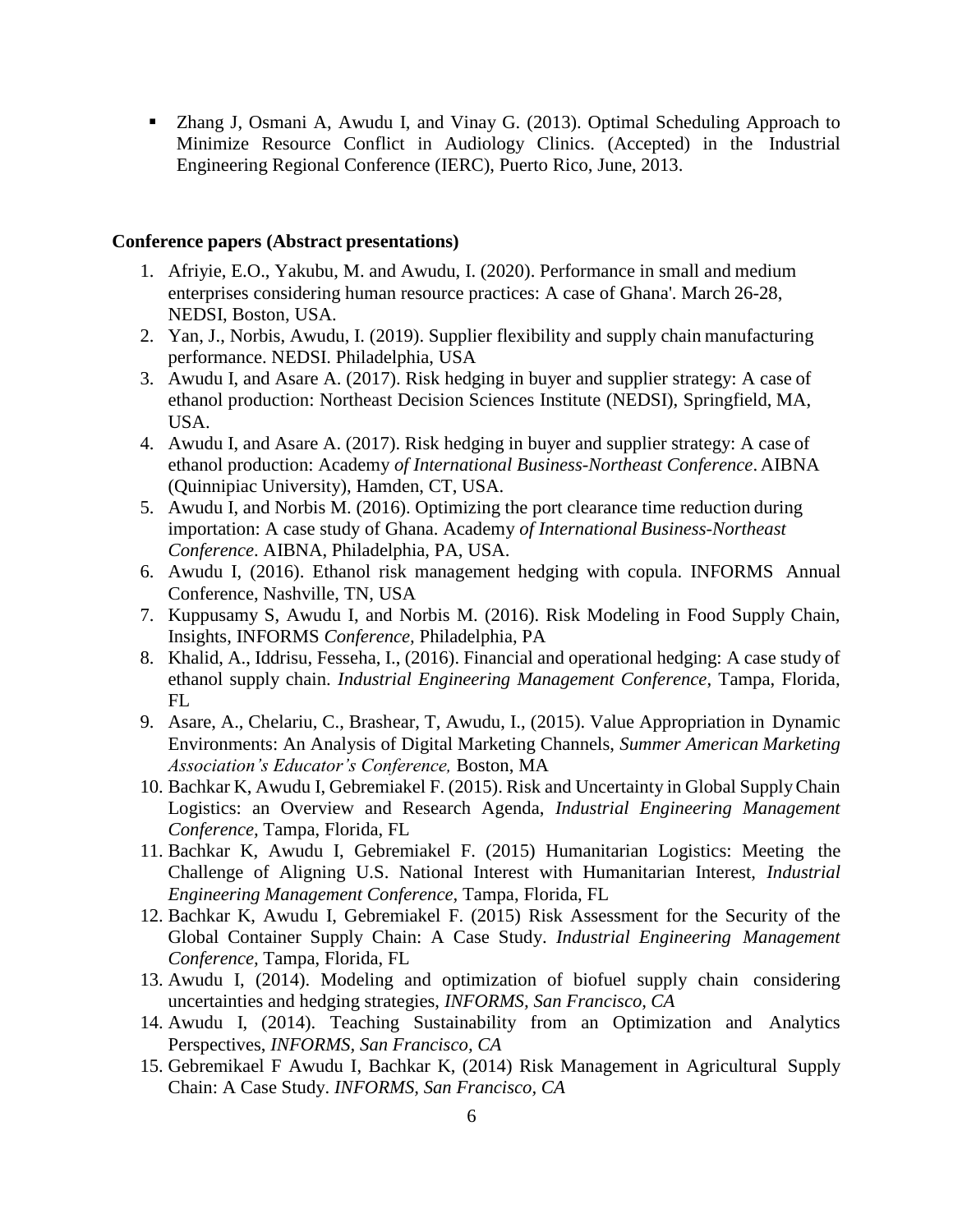- Zhang J, Osmani A, Awudu I, and Vinay G. (2013). Optimal Scheduling Approach to Minimize Resource Conflict in Audiology Clinics. (Accepted) in the Industrial Engineering Regional Conference (IERC), Puerto Rico, June, 2013.

**Conference papers (Abstract presentations)**

1. Afriyie, E.O., Yakubu, M. and Awudu, I. (2020). Performance in small and medium enterprises considering human resource practices: A case of Ghana'. March 26-28, NEDSI, Boston, USA.
2. Yan, J., Norbis, Awudu, I. (2019). Supplier flexibility and supply chain manufacturing performance. NEDSI. Philadelphia, USA
3. Awudu I, and Asare A. (2017). Risk hedging in buyer and supplier strategy: A case of ethanol production: Northeast Decision Sciences Institute (NEDSI), Springfield, MA, USA.
4. Awudu I, and Asare A. (2017). Risk hedging in buyer and supplier strategy: A case of ethanol production: Academy *of International Business-Northeast Conference*. AIBNA (Quinnipiac University), Hamden, CT, USA.
5. Awudu I, and Norbis M. (2016). Optimizing the port clearance time reduction during importation: A case study of Ghana. Academy *of International Business-Northeast Conference*. AIBNA, Philadelphia, PA, USA.
6. Awudu I, (2016). Ethanol risk management hedging with copula. INFORMS Annual Conference, Nashville, TN, USA
7. Kuppusamy S, Awudu I, and Norbis M. (2016). Risk Modeling in Food Supply Chain, Insights, INFORMS *Conference*, Philadelphia, PA
8. Khalid, A., Iddrisu, Fesseha, I., (2016). Financial and operational hedging: A case study of ethanol supply chain. *Industrial Engineering Management Conference*, Tampa, Florida, FL
9. Asare, A., Chelariu, C., Brashear, T, Awudu, I., (2015). Value Appropriation in Dynamic Environments: An Analysis of Digital Marketing Channels, *Summer American Marketing Association's Educator's Conference,* Boston, MA
10. Bachkar K, Awudu I, Gebremiakel F. (2015). Risk and Uncertainty in Global Supply Chain Logistics: an Overview and Research Agenda, *Industrial Engineering Management Conference*, Tampa, Florida, FL
11. Bachkar K, Awudu I, Gebremiakel F. (2015) Humanitarian Logistics: Meeting the Challenge of Aligning U.S. National Interest with Humanitarian Interest, *Industrial Engineering Management Conference*, Tampa, Florida, FL
12. Bachkar K, Awudu I, Gebremiakel F. (2015) Risk Assessment for the Security of the Global Container Supply Chain: A Case Study. *Industrial Engineering Management Conference*, Tampa, Florida, FL
13. Awudu I, (2014). Modeling and optimization of biofuel supply chain considering uncertainties and hedging strategies, *INFORMS, San Francisco, CA*
14. Awudu I, (2014). Teaching Sustainability from an Optimization and Analytics Perspectives, *INFORMS, San Francisco, CA*
15. Gebremikael F Awudu I, Bachkar K, (2014) Risk Management in Agricultural Supply Chain: A Case Study. *INFORMS, San Francisco, CA*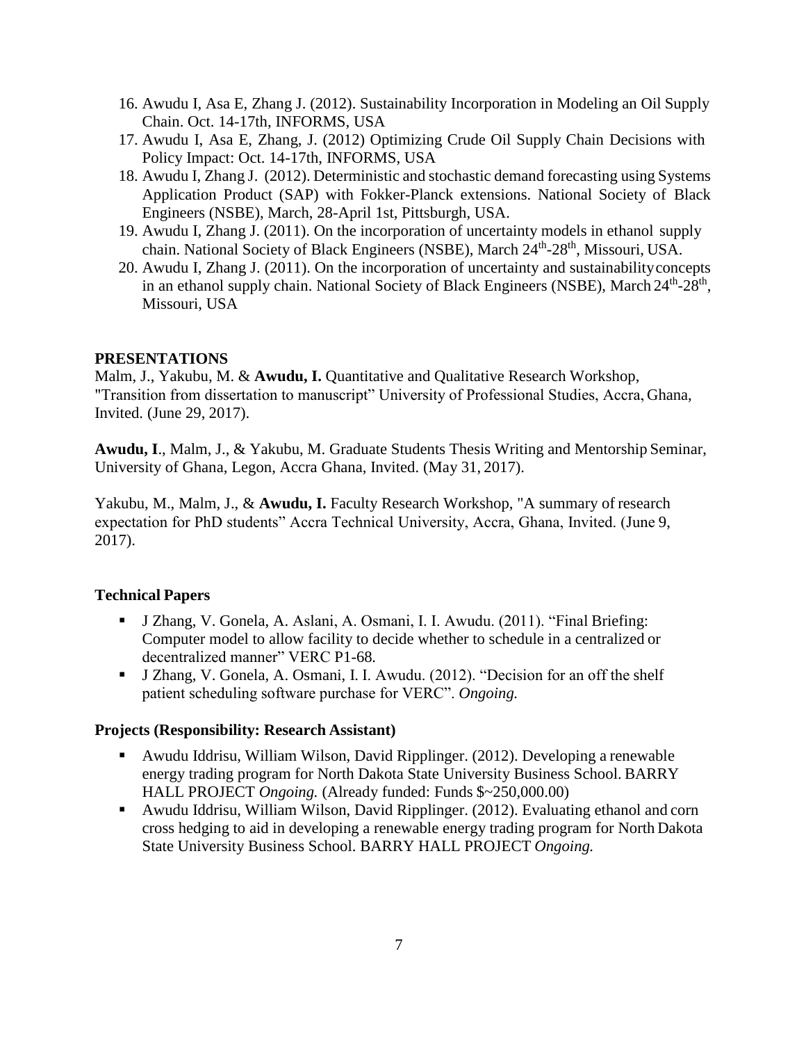16. Awudu I, Asa E, Zhang J. (2012). Sustainability Incorporation in Modeling an Oil Supply Chain. Oct. 14-17th, INFORMS, USA
17. Awudu I, Asa E, Zhang, J. (2012) Optimizing Crude Oil Supply Chain Decisions with Policy Impact: Oct. 14-17th, INFORMS, USA
18. Awudu I, Zhang J. (2012). Deterministic and stochastic demand forecasting using Systems Application Product (SAP) with Fokker-Planck extensions. National Society of Black Engineers (NSBE), March, 28-April 1st, Pittsburgh, USA.
19. Awudu I, Zhang J. (2011). On the incorporation of uncertainty models in ethanol supply chain. National Society of Black Engineers (NSBE), March 24th-28th, Missouri, USA.
20. Awudu I, Zhang J. (2011). On the incorporation of uncertainty and sustainability concepts in an ethanol supply chain. National Society of Black Engineers (NSBE), March 24th-28th, Missouri, USA

## PRESENTATIONS

Malm, J., Yakubu, M. & **Awudu, I.** Quantitative and Qualitative Research Workshop, "Transition from dissertation to manuscript" University of Professional Studies, Accra, Ghana, Invited. (June 29, 2017).

**Awudu, I**., Malm, J., & Yakubu, M. Graduate Students Thesis Writing and Mentorship Seminar, University of Ghana, Legon, Accra Ghana, Invited. (May 31, 2017).

Yakubu, M., Malm, J., & **Awudu, I.** Faculty Research Workshop, "A summary of research expectation for PhD students" Accra Technical University, Accra, Ghana, Invited. (June 9, 2017).

### Technical Papers

- J Zhang, V. Gonela, A. Aslani, A. Osmani, I. I. Awudu. (2011). "Final Briefing: Computer model to allow facility to decide whether to schedule in a centralized or decentralized manner" VERC P1-68.
- J Zhang, V. Gonela, A. Osmani, I. I. Awudu. (2012). "Decision for an off the shelf patient scheduling software purchase for VERC". *Ongoing.*

### Projects (Responsibility: Research Assistant)

- Awudu Iddrisu, William Wilson, David Ripplinger. (2012). Developing a renewable energy trading program for North Dakota State University Business School. BARRY HALL PROJECT *Ongoing.* (Already funded: Funds $~250,000.00)
- Awudu Iddrisu, William Wilson, David Ripplinger. (2012). Evaluating ethanol and corn cross hedging to aid in developing a renewable energy trading program for North Dakota State University Business School. BARRY HALL PROJECT *Ongoing.*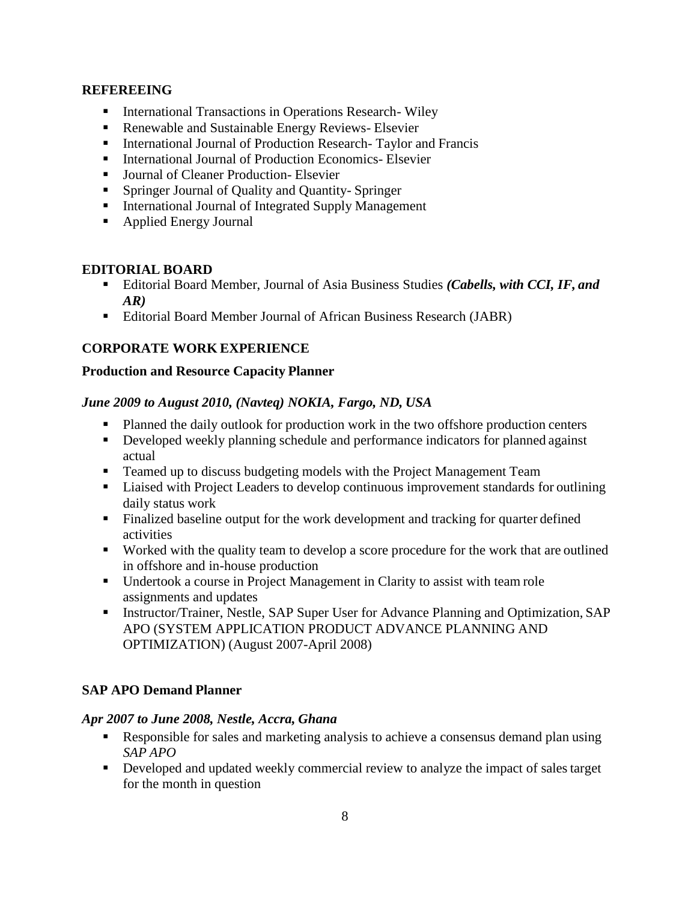## REFEREEING

- International Transactions in Operations Research- Wiley
- Renewable and Sustainable Energy Reviews- Elsevier
- International Journal of Production Research- Taylor and Francis
- International Journal of Production Economics- Elsevier
- Journal of Cleaner Production- Elsevier
- Springer Journal of Quality and Quantity- Springer
- International Journal of Integrated Supply Management
- Applied Energy Journal

## EDITORIAL BOARD

- Editorial Board Member, Journal of Asia Business Studies ***(Cabells, with CCI, IF, and AR)***
- Editorial Board Member Journal of African Business Research (JABR)

## CORPORATE WORK EXPERIENCE

### Production and Resource Capacity Planner

***June 2009 to August 2010, (Navteq) NOKIA, Fargo, ND, USA***

- Planned the daily outlook for production work in the two offshore production centers
- Developed weekly planning schedule and performance indicators for planned against actual
- Teamed up to discuss budgeting models with the Project Management Team
- Liaised with Project Leaders to develop continuous improvement standards for outlining daily status work
- Finalized baseline output for the work development and tracking for quarter defined activities
- Worked with the quality team to develop a score procedure for the work that are outlined in offshore and in-house production
- Undertook a course in Project Management in Clarity to assist with team role assignments and updates
- Instructor/Trainer, Nestle, SAP Super User for Advance Planning and Optimization, SAP APO (SYSTEM APPLICATION PRODUCT ADVANCE PLANNING AND OPTIMIZATION) (August 2007-April 2008)

### SAP APO Demand Planner

***Apr 2007 to June 2008, Nestle, Accra, Ghana***

- Responsible for sales and marketing analysis to achieve a consensus demand plan using *SAP APO*
- Developed and updated weekly commercial review to analyze the impact of sales target for the month in question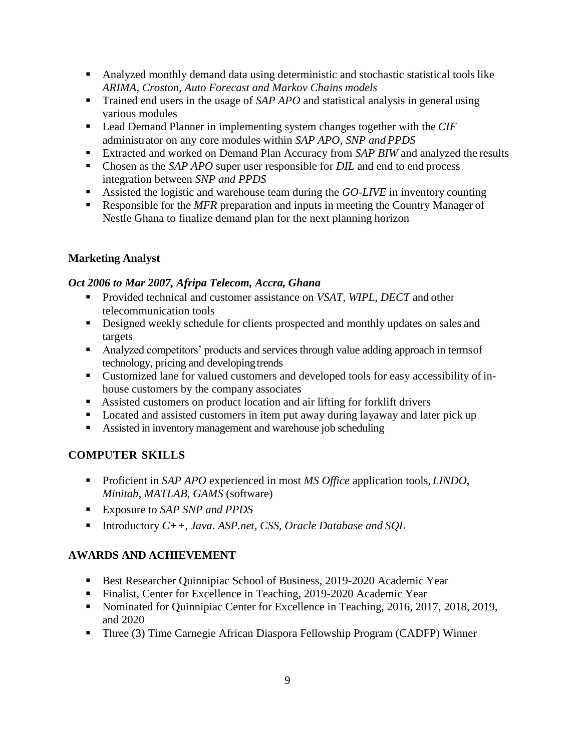- Analyzed monthly demand data using deterministic and stochastic statistical tools like *ARIMA, Croston, Auto Forecast and Markov Chains models*
- Trained end users in the usage of *SAP APO* and statistical analysis in general using various modules
- Lead Demand Planner in implementing system changes together with the *CIF* administrator on any core modules within *SAP APO, SNP and PPDS*
- Extracted and worked on Demand Plan Accuracy from *SAP BIW* and analyzed the results
- Chosen as the *SAP APO* super user responsible for *DIL* and end to end process integration between *SNP and PPDS*
- Assisted the logistic and warehouse team during the *GO-LIVE* in inventory counting
- Responsible for the *MFR* preparation and inputs in meeting the Country Manager of Nestle Ghana to finalize demand plan for the next planning horizon

**Marketing Analyst**

***Oct 2006 to Mar 2007, Afripa Telecom, Accra, Ghana***

- Provided technical and customer assistance on *VSAT, WIPL, DECT* and other telecommunication tools
- Designed weekly schedule for clients prospected and monthly updates on sales and targets
- Analyzed competitors' products and services through value adding approach in terms of technology, pricing and developing trends
- Customized lane for valued customers and developed tools for easy accessibility of in-house customers by the company associates
- Assisted customers on product location and air lifting for forklift drivers
- Located and assisted customers in item put away during layaway and later pick up
- Assisted in inventory management and warehouse job scheduling

## COMPUTER SKILLS

- Proficient in *SAP APO* experienced in most *MS Office* application tools, *LINDO, Minitab, MATLAB, GAMS* (software)
- Exposure to *SAP SNP and PPDS*
- Introductory *C++, Java. ASP.net, CSS, Oracle Database and SQL*

## AWARDS AND ACHIEVEMENT

- Best Researcher Quinnipiac School of Business, 2019-2020 Academic Year
- Finalist, Center for Excellence in Teaching, 2019-2020 Academic Year
- Nominated for Quinnipiac Center for Excellence in Teaching, 2016, 2017, 2018, 2019, and 2020
- Three (3) Time Carnegie African Diaspora Fellowship Program (CADFP) Winner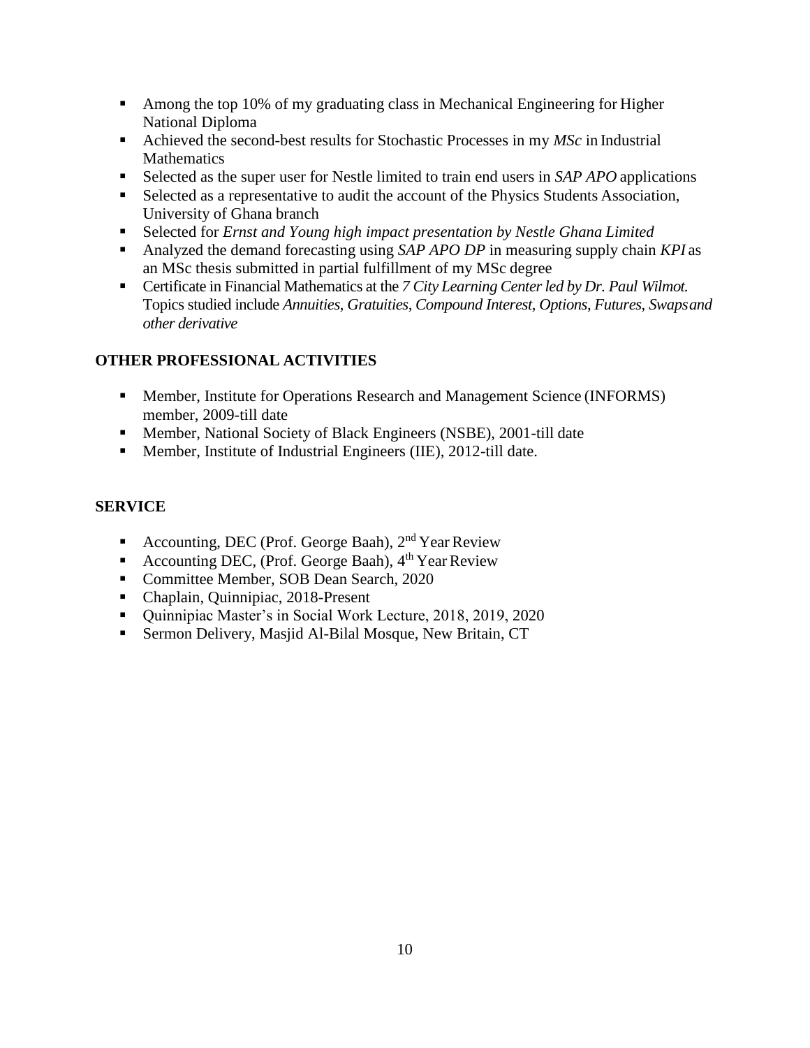- Among the top 10% of my graduating class in Mechanical Engineering for Higher National Diploma
- Achieved the second-best results for Stochastic Processes in my *MSc* in Industrial Mathematics
- Selected as the super user for Nestle limited to train end users in *SAP APO* applications
- Selected as a representative to audit the account of the Physics Students Association, University of Ghana branch
- Selected for *Ernst and Young high impact presentation by Nestle Ghana Limited*
- Analyzed the demand forecasting using *SAP APO DP* in measuring supply chain *KPI* as an MSc thesis submitted in partial fulfillment of my MSc degree
- Certificate in Financial Mathematics at the *7 City Learning Center led by Dr. Paul Wilmot.* Topics studied include *Annuities, Gratuities, Compound Interest, Options, Futures, Swaps and other derivative*

## OTHER PROFESSIONAL ACTIVITIES

- Member, Institute for Operations Research and Management Science (INFORMS) member, 2009-till date
- Member, National Society of Black Engineers (NSBE), 2001-till date
- Member, Institute of Industrial Engineers (IIE), 2012-till date.

## SERVICE

- Accounting, DEC (Prof. George Baah), 2nd Year Review
- Accounting DEC, (Prof. George Baah), 4th Year Review
- Committee Member, SOB Dean Search, 2020
- Chaplain, Quinnipiac, 2018-Present
- Quinnipiac Master's in Social Work Lecture, 2018, 2019, 2020
- Sermon Delivery, Masjid Al-Bilal Mosque, New Britain, CT